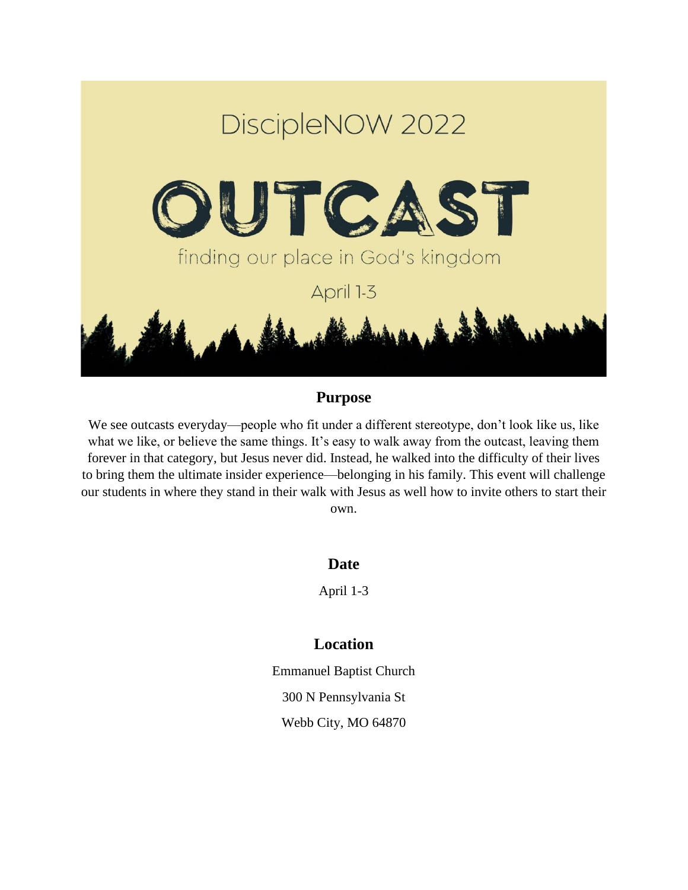DiscipleNOW 2022

# OUTCAST

finding our place in God's kingdom

April 1-3

## Purpose

We see outcasts everyday—people who fit under a different stereotype, don't look like us, like what we like, or believe the same things. It's easy to walk away from the outcast, leaving them forever in that category, but Jesus never did. Instead, he walked into the difficulty of their lives to bring them the ultimate insider experience—belonging in his family. This event will challenge our students in where they stand in their walk with Jesus as well how to invite others to start their own.

## Date

April 1-3

## Location

Emmanuel Baptist Church

300 N Pennsylvania St

Webb City, MO 64870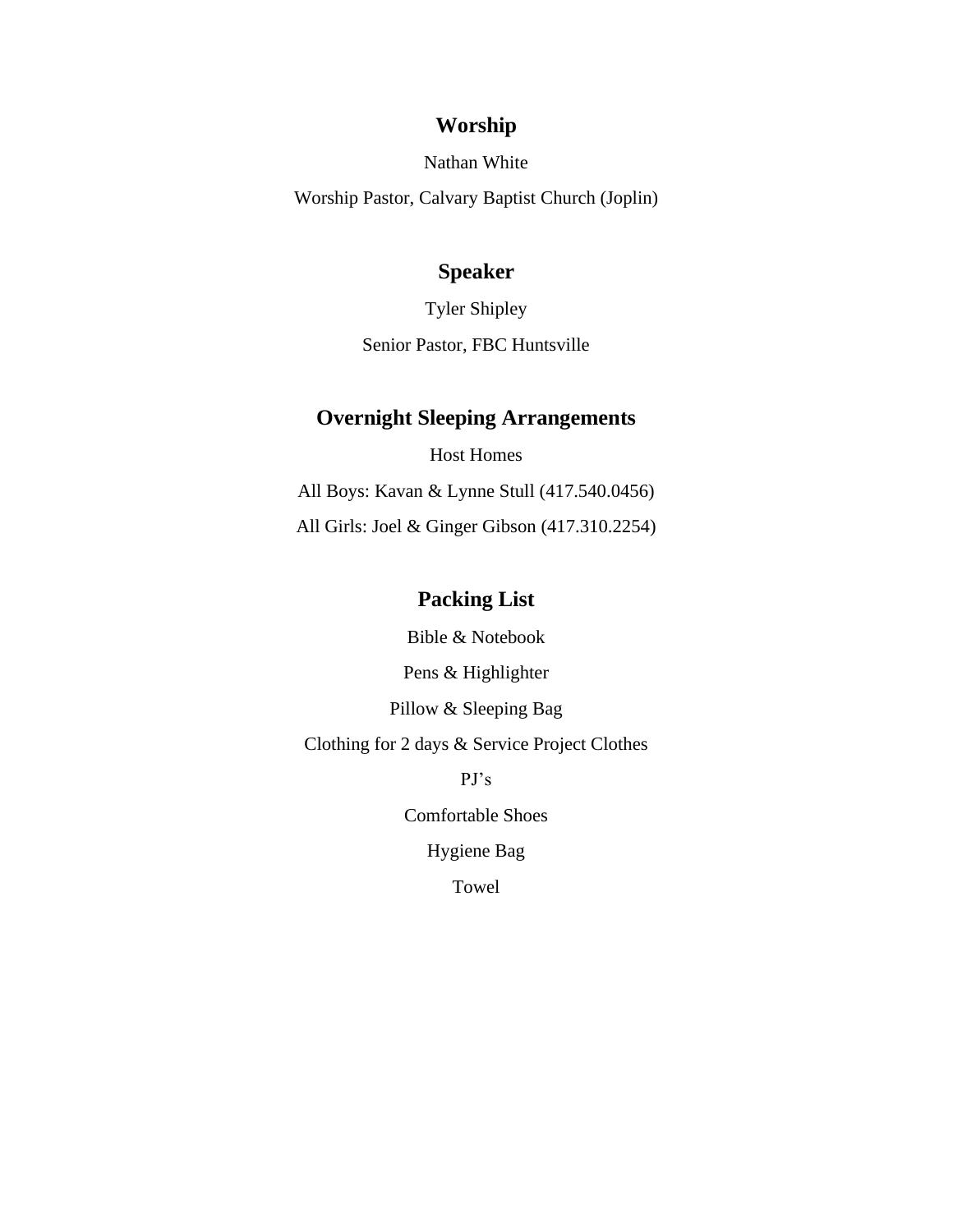## Worship

Nathan White

Worship Pastor, Calvary Baptist Church (Joplin)

## Speaker

Tyler Shipley

Senior Pastor, FBC Huntsville

## Overnight Sleeping Arrangements

Host Homes

All Boys: Kavan & Lynne Stull (417.540.0456)

All Girls: Joel & Ginger Gibson (417.310.2254)

## Packing List

Bible & Notebook

Pens & Highlighter

Pillow & Sleeping Bag

Clothing for 2 days & Service Project Clothes

PJ's

Comfortable Shoes

Hygiene Bag

Towel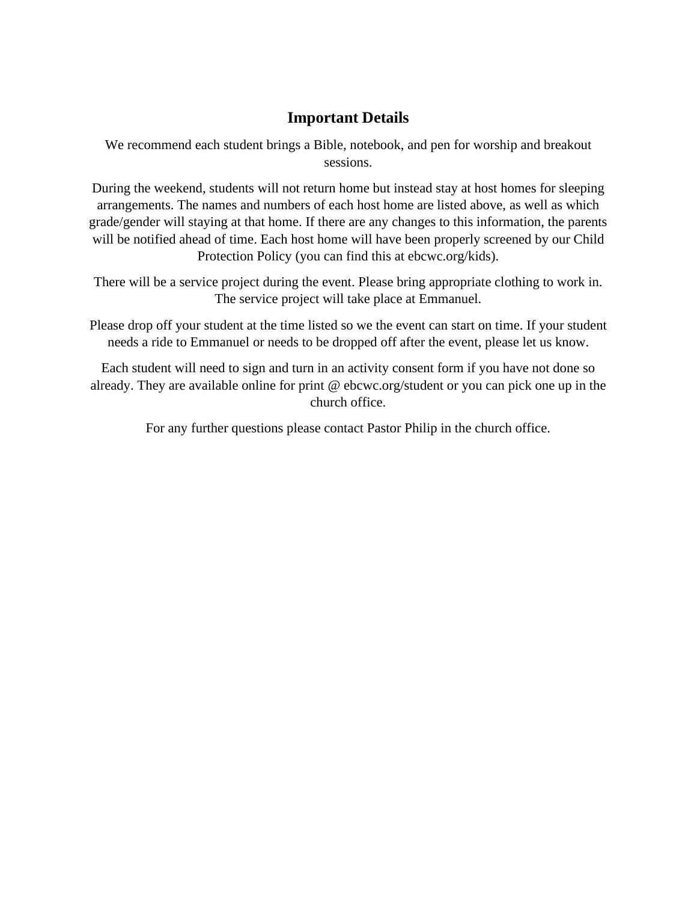## Important Details

We recommend each student brings a Bible, notebook, and pen for worship and breakout sessions.

During the weekend, students will not return home but instead stay at host homes for sleeping arrangements. The names and numbers of each host home are listed above, as well as which grade/gender will staying at that home. If there are any changes to this information, the parents will be notified ahead of time. Each host home will have been properly screened by our Child Protection Policy (you can find this at ebcwc.org/kids).

There will be a service project during the event. Please bring appropriate clothing to work in. The service project will take place at Emmanuel.

Please drop off your student at the time listed so we the event can start on time. If your student needs a ride to Emmanuel or needs to be dropped off after the event, please let us know.

Each student will need to sign and turn in an activity consent form if you have not done so already. They are available online for print @ ebcwc.org/student or you can pick one up in the church office.

For any further questions please contact Pastor Philip in the church office.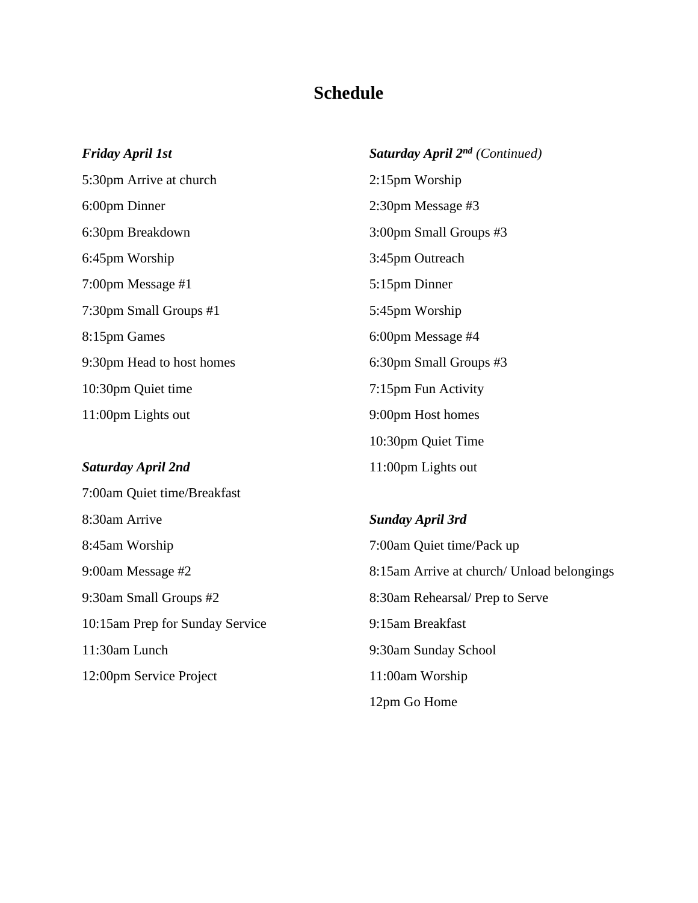# Schedule

***Friday April 1st***

5:30pm Arrive at church

6:00pm Dinner

6:30pm Breakdown

6:45pm Worship

7:00pm Message #1

7:30pm Small Groups #1

8:15pm Games

9:30pm Head to host homes

10:30pm Quiet time

11:00pm Lights out

***Saturday April 2nd***

7:00am Quiet time/Breakfast

8:30am Arrive

8:45am Worship

9:00am Message #2

9:30am Small Groups #2

10:15am Prep for Sunday Service

11:30am Lunch

12:00pm Service Project

***Saturday April 2nd*** *(Continued)*

2:15pm Worship

2:30pm Message #3

3:00pm Small Groups #3

3:45pm Outreach

5:15pm Dinner

5:45pm Worship

6:00pm Message #4

6:30pm Small Groups #3

7:15pm Fun Activity

9:00pm Host homes

10:30pm Quiet Time

11:00pm Lights out

***Sunday April 3rd***

7:00am Quiet time/Pack up

8:15am Arrive at church/ Unload belongings

8:30am Rehearsal/ Prep to Serve

9:15am Breakfast

9:30am Sunday School

11:00am Worship

12pm Go Home